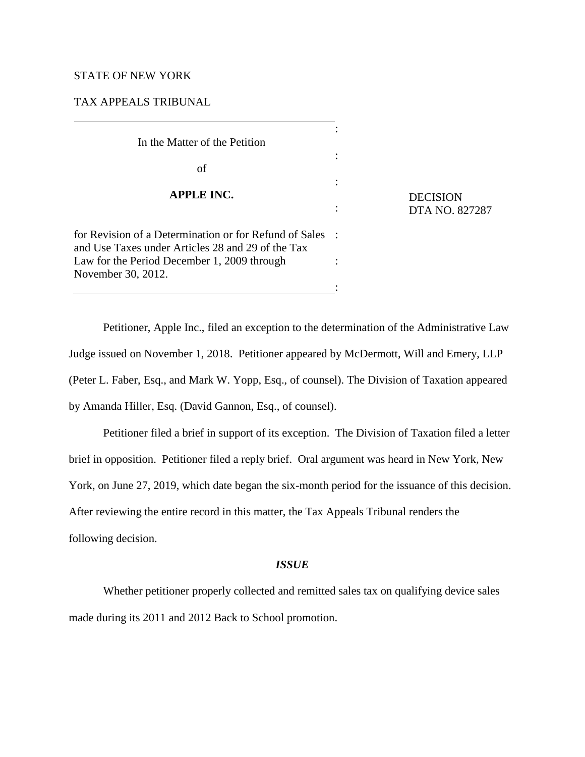STATE OF NEW YORK

TAX APPEALS TRIBUNAL

---

In the Matter of the Petition

of

**APPLE INC.**

for Revision of a Determination or for Refund of Sales and Use Taxes under Articles 28 and 29 of the Tax Law for the Period December 1, 2009 through November 30, 2012.

---

DECISION
DTA NO. 827287

Petitioner, Apple Inc., filed an exception to the determination of the Administrative Law Judge issued on November 1, 2018. Petitioner appeared by McDermott, Will and Emery, LLP (Peter L. Faber, Esq., and Mark W. Yopp, Esq., of counsel). The Division of Taxation appeared by Amanda Hiller, Esq. (David Gannon, Esq., of counsel).

Petitioner filed a brief in support of its exception. The Division of Taxation filed a letter brief in opposition. Petitioner filed a reply brief. Oral argument was heard in New York, New York, on June 27, 2019, which date began the six-month period for the issuance of this decision. After reviewing the entire record in this matter, the Tax Appeals Tribunal renders the following decision.

### *ISSUE*

Whether petitioner properly collected and remitted sales tax on qualifying device sales made during its 2011 and 2012 Back to School promotion.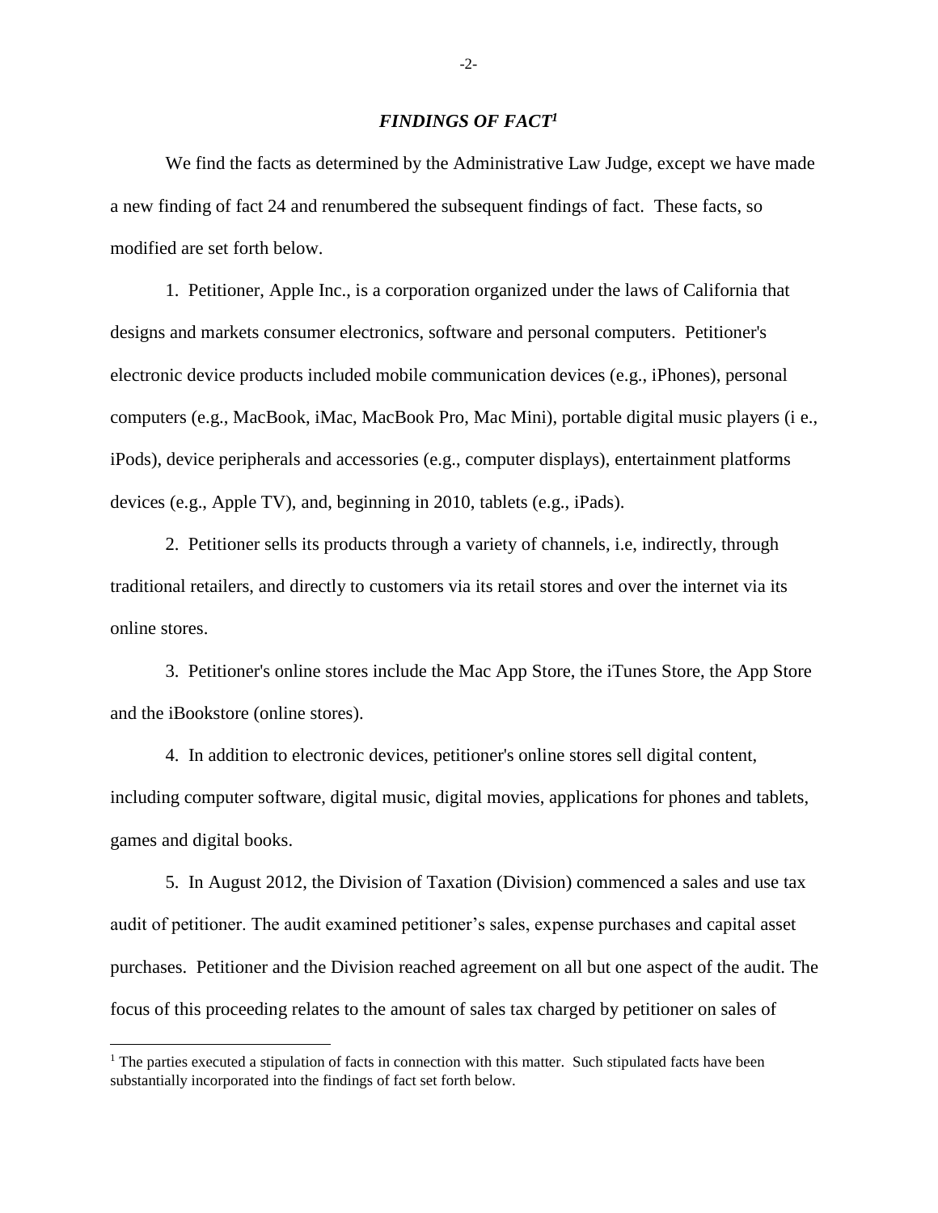## *FINDINGS OF FACT*[1]

We find the facts as determined by the Administrative Law Judge, except we have made a new finding of fact 24 and renumbered the subsequent findings of fact. These facts, so modified are set forth below.

1. Petitioner, Apple Inc., is a corporation organized under the laws of California that designs and markets consumer electronics, software and personal computers. Petitioner's electronic device products included mobile communication devices (e.g., iPhones), personal computers (e.g., MacBook, iMac, MacBook Pro, Mac Mini), portable digital music players (i e., iPods), device peripherals and accessories (e.g., computer displays), entertainment platforms devices (e.g., Apple TV), and, beginning in 2010, tablets (e.g., iPads).

2. Petitioner sells its products through a variety of channels, i.e, indirectly, through traditional retailers, and directly to customers via its retail stores and over the internet via its online stores.

3. Petitioner's online stores include the Mac App Store, the iTunes Store, the App Store and the iBookstore (online stores).

4. In addition to electronic devices, petitioner's online stores sell digital content, including computer software, digital music, digital movies, applications for phones and tablets, games and digital books.

5. In August 2012, the Division of Taxation (Division) commenced a sales and use tax audit of petitioner. The audit examined petitioner's sales, expense purchases and capital asset purchases. Petitioner and the Division reached agreement on all but one aspect of the audit. The focus of this proceeding relates to the amount of sales tax charged by petitioner on sales of

---

[1] The parties executed a stipulation of facts in connection with this matter. Such stipulated facts have been substantially incorporated into the findings of fact set forth below.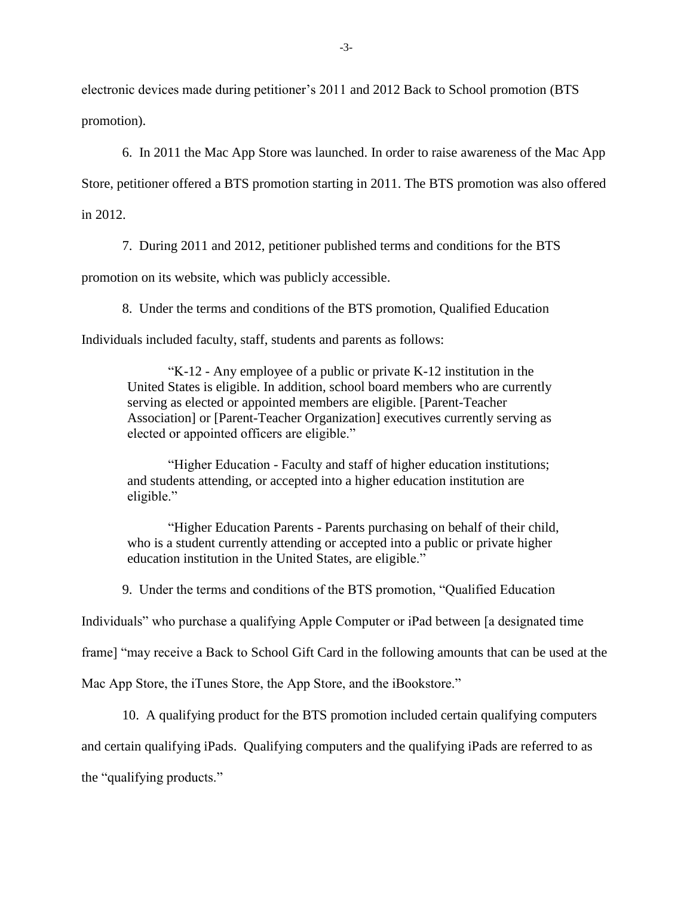electronic devices made during petitioner's 2011 and 2012 Back to School promotion (BTS promotion).

6. In 2011 the Mac App Store was launched. In order to raise awareness of the Mac App Store, petitioner offered a BTS promotion starting in 2011. The BTS promotion was also offered in 2012.

7. During 2011 and 2012, petitioner published terms and conditions for the BTS promotion on its website, which was publicly accessible.

8. Under the terms and conditions of the BTS promotion, Qualified Education Individuals included faculty, staff, students and parents as follows:

> "K-12 - Any employee of a public or private K-12 institution in the United States is eligible. In addition, school board members who are currently serving as elected or appointed members are eligible. [Parent-Teacher Association] or [Parent-Teacher Organization] executives currently serving as elected or appointed officers are eligible."
>
> "Higher Education - Faculty and staff of higher education institutions; and students attending, or accepted into a higher education institution are eligible."
>
> "Higher Education Parents - Parents purchasing on behalf of their child, who is a student currently attending or accepted into a public or private higher education institution in the United States, are eligible."

9. Under the terms and conditions of the BTS promotion, "Qualified Education Individuals" who purchase a qualifying Apple Computer or iPad between [a designated time frame] "may receive a Back to School Gift Card in the following amounts that can be used at the Mac App Store, the iTunes Store, the App Store, and the iBookstore."

10. A qualifying product for the BTS promotion included certain qualifying computers and certain qualifying iPads. Qualifying computers and the qualifying iPads are referred to as the "qualifying products."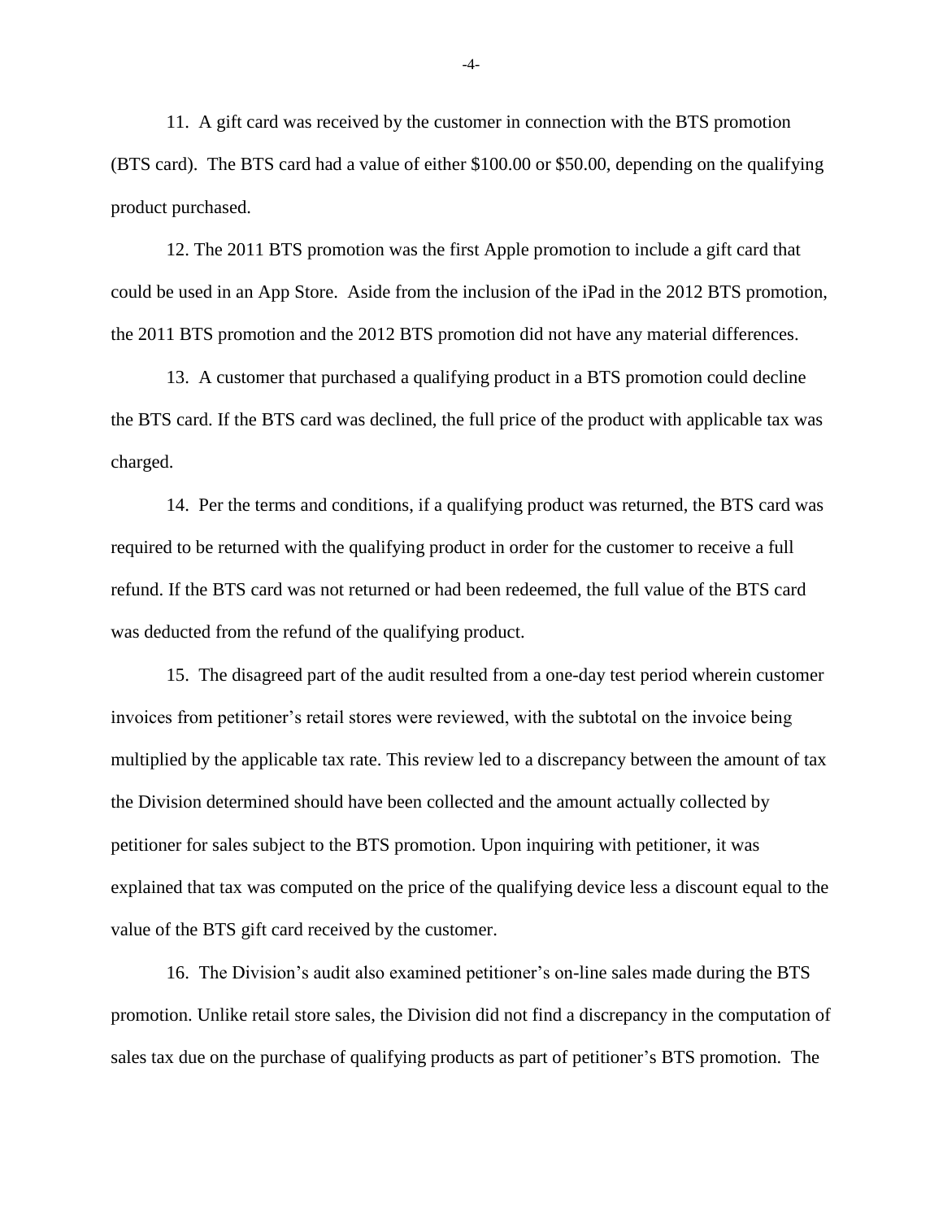11. A gift card was received by the customer in connection with the BTS promotion (BTS card). The BTS card had a value of either $100.00 or $50.00, depending on the qualifying product purchased.

12. The 2011 BTS promotion was the first Apple promotion to include a gift card that could be used in an App Store. Aside from the inclusion of the iPad in the 2012 BTS promotion, the 2011 BTS promotion and the 2012 BTS promotion did not have any material differences.

13. A customer that purchased a qualifying product in a BTS promotion could decline the BTS card. If the BTS card was declined, the full price of the product with applicable tax was charged.

14. Per the terms and conditions, if a qualifying product was returned, the BTS card was required to be returned with the qualifying product in order for the customer to receive a full refund. If the BTS card was not returned or had been redeemed, the full value of the BTS card was deducted from the refund of the qualifying product.

15. The disagreed part of the audit resulted from a one-day test period wherein customer invoices from petitioner's retail stores were reviewed, with the subtotal on the invoice being multiplied by the applicable tax rate. This review led to a discrepancy between the amount of tax the Division determined should have been collected and the amount actually collected by petitioner for sales subject to the BTS promotion. Upon inquiring with petitioner, it was explained that tax was computed on the price of the qualifying device less a discount equal to the value of the BTS gift card received by the customer.

16. The Division's audit also examined petitioner's on-line sales made during the BTS promotion. Unlike retail store sales, the Division did not find a discrepancy in the computation of sales tax due on the purchase of qualifying products as part of petitioner's BTS promotion. The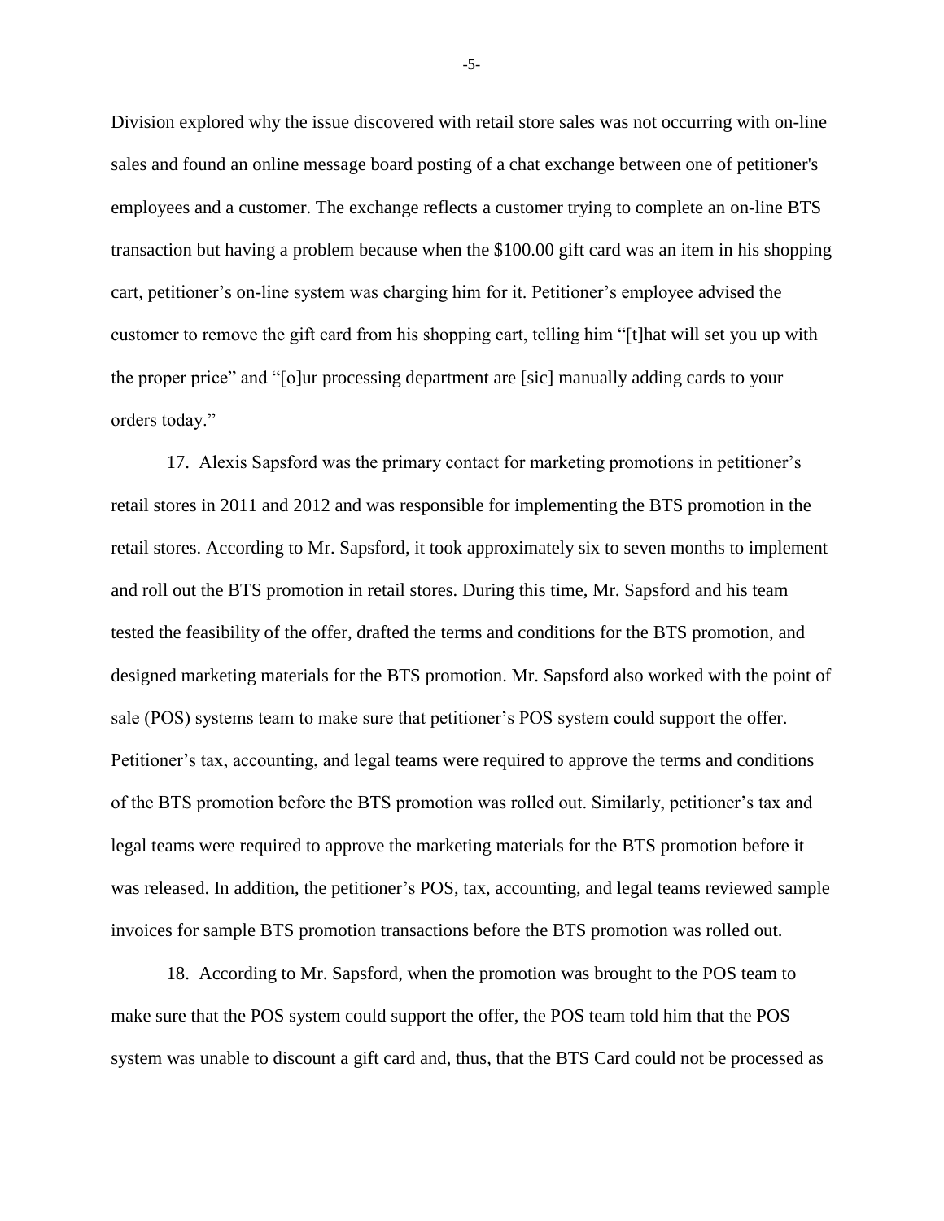Division explored why the issue discovered with retail store sales was not occurring with on-line sales and found an online message board posting of a chat exchange between one of petitioner's employees and a customer. The exchange reflects a customer trying to complete an on-line BTS transaction but having a problem because when the $100.00 gift card was an item in his shopping cart, petitioner's on-line system was charging him for it. Petitioner's employee advised the customer to remove the gift card from his shopping cart, telling him "[t]hat will set you up with the proper price" and "[o]ur processing department are [sic] manually adding cards to your orders today."

17. Alexis Sapsford was the primary contact for marketing promotions in petitioner's retail stores in 2011 and 2012 and was responsible for implementing the BTS promotion in the retail stores. According to Mr. Sapsford, it took approximately six to seven months to implement and roll out the BTS promotion in retail stores. During this time, Mr. Sapsford and his team tested the feasibility of the offer, drafted the terms and conditions for the BTS promotion, and designed marketing materials for the BTS promotion. Mr. Sapsford also worked with the point of sale (POS) systems team to make sure that petitioner's POS system could support the offer. Petitioner's tax, accounting, and legal teams were required to approve the terms and conditions of the BTS promotion before the BTS promotion was rolled out. Similarly, petitioner's tax and legal teams were required to approve the marketing materials for the BTS promotion before it was released. In addition, the petitioner's POS, tax, accounting, and legal teams reviewed sample invoices for sample BTS promotion transactions before the BTS promotion was rolled out.

18. According to Mr. Sapsford, when the promotion was brought to the POS team to make sure that the POS system could support the offer, the POS team told him that the POS system was unable to discount a gift card and, thus, that the BTS Card could not be processed as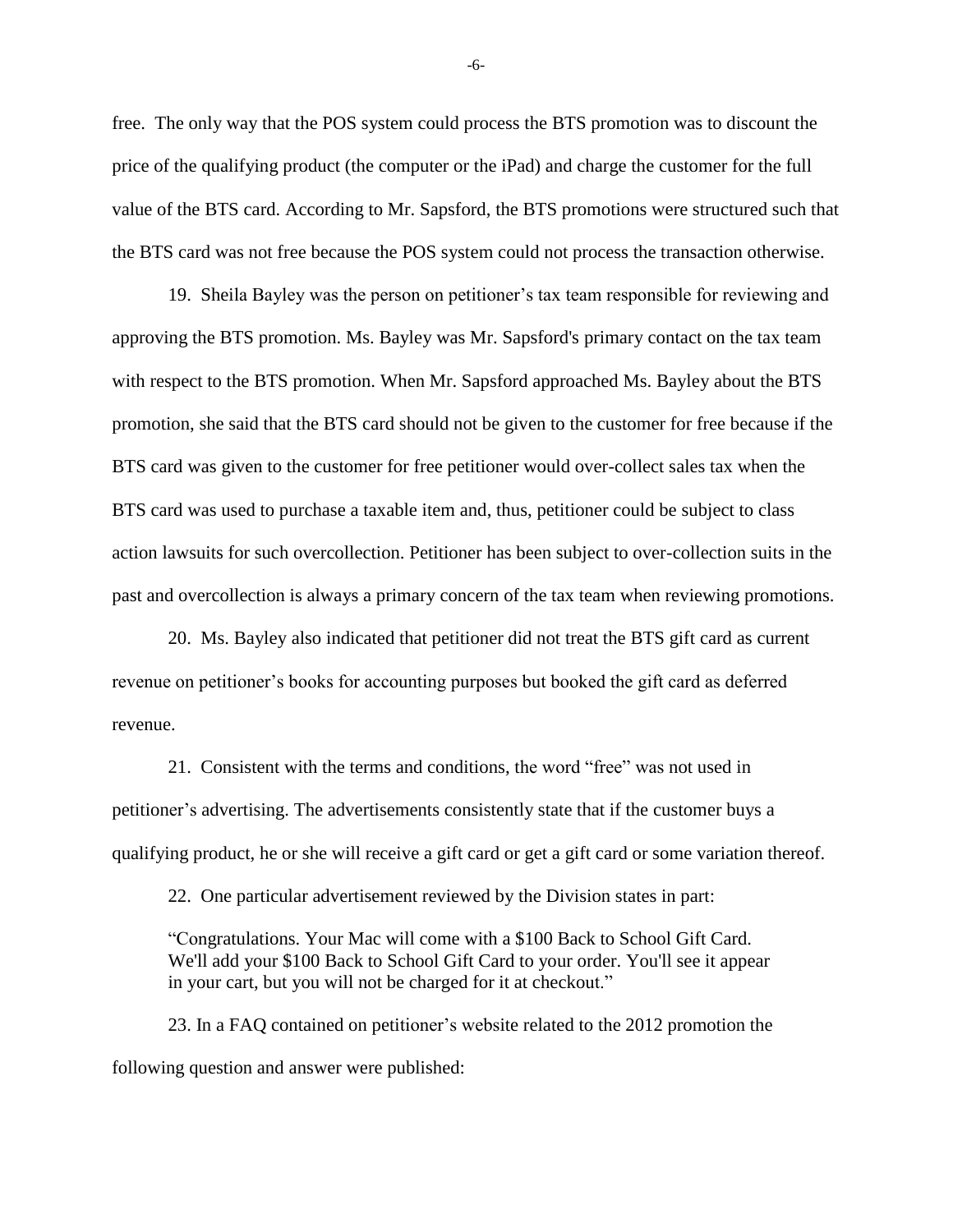free. The only way that the POS system could process the BTS promotion was to discount the price of the qualifying product (the computer or the iPad) and charge the customer for the full value of the BTS card. According to Mr. Sapsford, the BTS promotions were structured such that the BTS card was not free because the POS system could not process the transaction otherwise.

19. Sheila Bayley was the person on petitioner's tax team responsible for reviewing and approving the BTS promotion. Ms. Bayley was Mr. Sapsford's primary contact on the tax team with respect to the BTS promotion. When Mr. Sapsford approached Ms. Bayley about the BTS promotion, she said that the BTS card should not be given to the customer for free because if the BTS card was given to the customer for free petitioner would over-collect sales tax when the BTS card was used to purchase a taxable item and, thus, petitioner could be subject to class action lawsuits for such overcollection. Petitioner has been subject to over-collection suits in the past and overcollection is always a primary concern of the tax team when reviewing promotions.

20. Ms. Bayley also indicated that petitioner did not treat the BTS gift card as current revenue on petitioner's books for accounting purposes but booked the gift card as deferred revenue.

21. Consistent with the terms and conditions, the word "free" was not used in petitioner's advertising. The advertisements consistently state that if the customer buys a qualifying product, he or she will receive a gift card or get a gift card or some variation thereof.

22. One particular advertisement reviewed by the Division states in part:

> "Congratulations. Your Mac will come with a $100 Back to School Gift Card. We'll add your $100 Back to School Gift Card to your order. You'll see it appear in your cart, but you will not be charged for it at checkout."

23. In a FAQ contained on petitioner's website related to the 2012 promotion the following question and answer were published: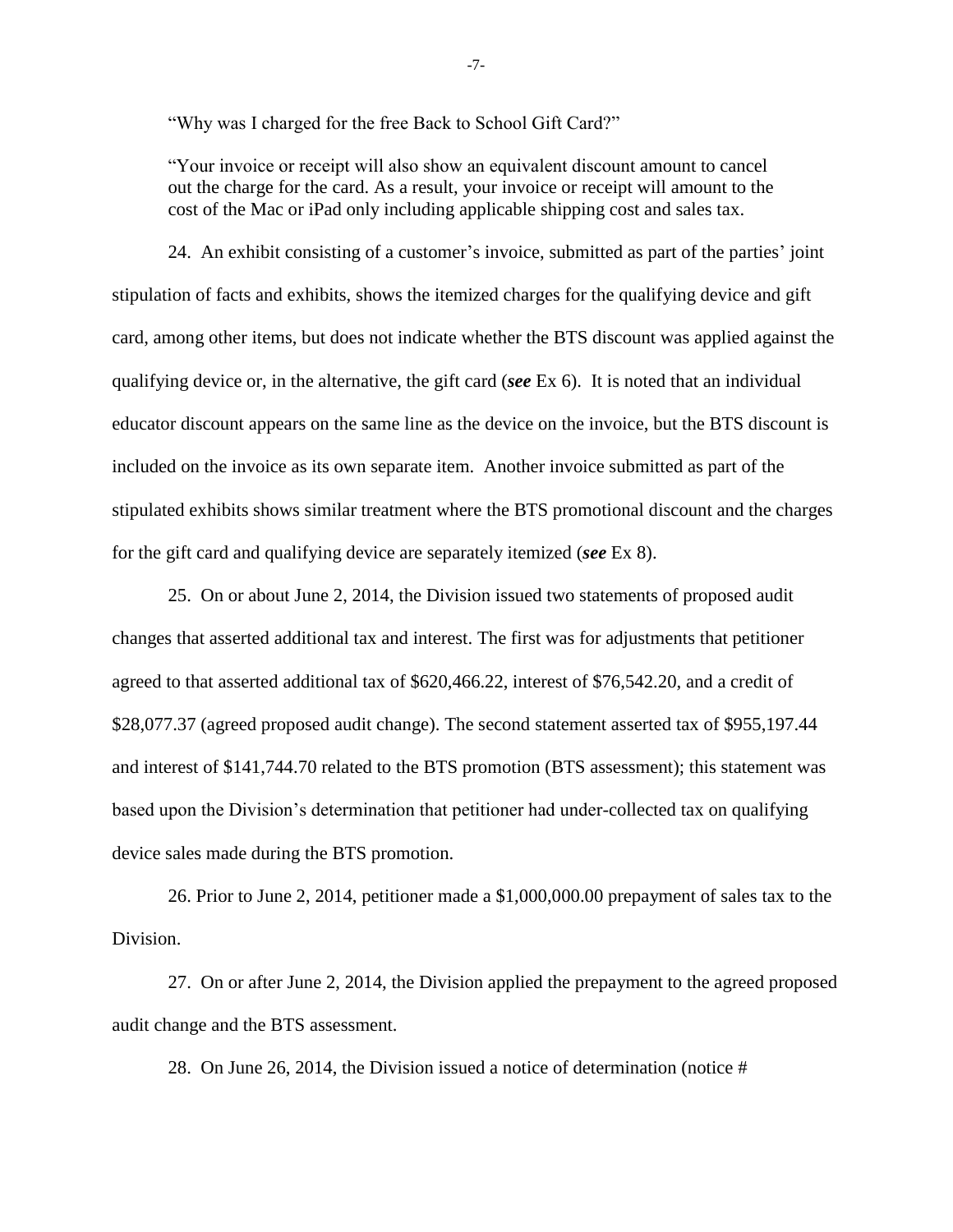> "Why was I charged for the free Back to School Gift Card?"
>
> "Your invoice or receipt will also show an equivalent discount amount to cancel out the charge for the card. As a result, your invoice or receipt will amount to the cost of the Mac or iPad only including applicable shipping cost and sales tax.

24. An exhibit consisting of a customer's invoice, submitted as part of the parties' joint stipulation of facts and exhibits, shows the itemized charges for the qualifying device and gift card, among other items, but does not indicate whether the BTS discount was applied against the qualifying device or, in the alternative, the gift card (***see*** Ex 6). It is noted that an individual educator discount appears on the same line as the device on the invoice, but the BTS discount is included on the invoice as its own separate item. Another invoice submitted as part of the stipulated exhibits shows similar treatment where the BTS promotional discount and the charges for the gift card and qualifying device are separately itemized (***see*** Ex 8).

25. On or about June 2, 2014, the Division issued two statements of proposed audit changes that asserted additional tax and interest. The first was for adjustments that petitioner agreed to that asserted additional tax of $620,466.22, interest of $76,542.20, and a credit of $28,077.37 (agreed proposed audit change). The second statement asserted tax of $955,197.44 and interest of $141,744.70 related to the BTS promotion (BTS assessment); this statement was based upon the Division's determination that petitioner had under-collected tax on qualifying device sales made during the BTS promotion.

26. Prior to June 2, 2014, petitioner made a $1,000,000.00 prepayment of sales tax to the Division.

27. On or after June 2, 2014, the Division applied the prepayment to the agreed proposed audit change and the BTS assessment.

28. On June 26, 2014, the Division issued a notice of determination (notice #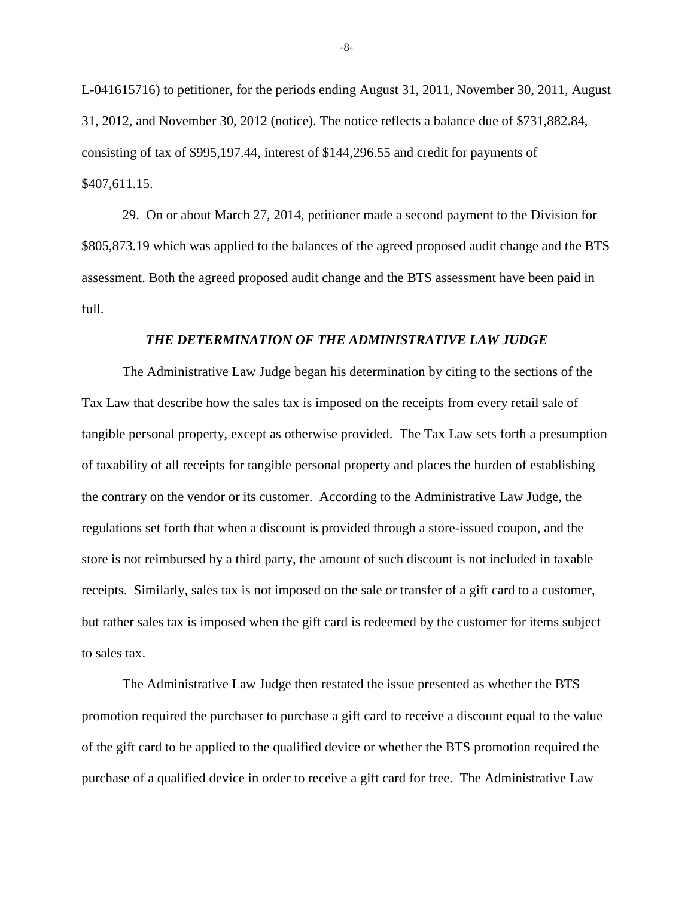L-041615716) to petitioner, for the periods ending August 31, 2011, November 30, 2011, August 31, 2012, and November 30, 2012 (notice). The notice reflects a balance due of $731,882.84, consisting of tax of $995,197.44, interest of $144,296.55 and credit for payments of $407,611.15.

29. On or about March 27, 2014, petitioner made a second payment to the Division for $805,873.19 which was applied to the balances of the agreed proposed audit change and the BTS assessment. Both the agreed proposed audit change and the BTS assessment have been paid in full.

### *THE DETERMINATION OF THE ADMINISTRATIVE LAW JUDGE*

The Administrative Law Judge began his determination by citing to the sections of the Tax Law that describe how the sales tax is imposed on the receipts from every retail sale of tangible personal property, except as otherwise provided. The Tax Law sets forth a presumption of taxability of all receipts for tangible personal property and places the burden of establishing the contrary on the vendor or its customer. According to the Administrative Law Judge, the regulations set forth that when a discount is provided through a store-issued coupon, and the store is not reimbursed by a third party, the amount of such discount is not included in taxable receipts. Similarly, sales tax is not imposed on the sale or transfer of a gift card to a customer, but rather sales tax is imposed when the gift card is redeemed by the customer for items subject to sales tax.

The Administrative Law Judge then restated the issue presented as whether the BTS promotion required the purchaser to purchase a gift card to receive a discount equal to the value of the gift card to be applied to the qualified device or whether the BTS promotion required the purchase of a qualified device in order to receive a gift card for free. The Administrative Law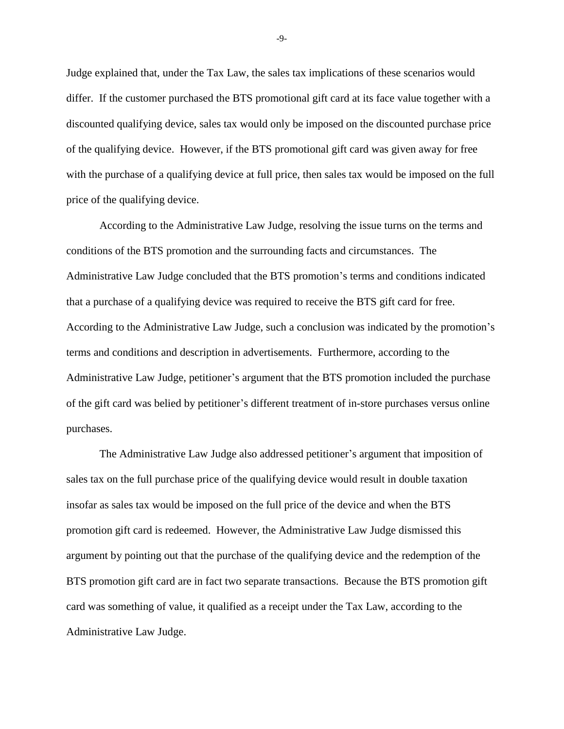Judge explained that, under the Tax Law, the sales tax implications of these scenarios would differ. If the customer purchased the BTS promotional gift card at its face value together with a discounted qualifying device, sales tax would only be imposed on the discounted purchase price of the qualifying device. However, if the BTS promotional gift card was given away for free with the purchase of a qualifying device at full price, then sales tax would be imposed on the full price of the qualifying device.

According to the Administrative Law Judge, resolving the issue turns on the terms and conditions of the BTS promotion and the surrounding facts and circumstances. The Administrative Law Judge concluded that the BTS promotion's terms and conditions indicated that a purchase of a qualifying device was required to receive the BTS gift card for free. According to the Administrative Law Judge, such a conclusion was indicated by the promotion's terms and conditions and description in advertisements. Furthermore, according to the Administrative Law Judge, petitioner's argument that the BTS promotion included the purchase of the gift card was belied by petitioner's different treatment of in-store purchases versus online purchases.

The Administrative Law Judge also addressed petitioner's argument that imposition of sales tax on the full purchase price of the qualifying device would result in double taxation insofar as sales tax would be imposed on the full price of the device and when the BTS promotion gift card is redeemed. However, the Administrative Law Judge dismissed this argument by pointing out that the purchase of the qualifying device and the redemption of the BTS promotion gift card are in fact two separate transactions. Because the BTS promotion gift card was something of value, it qualified as a receipt under the Tax Law, according to the Administrative Law Judge.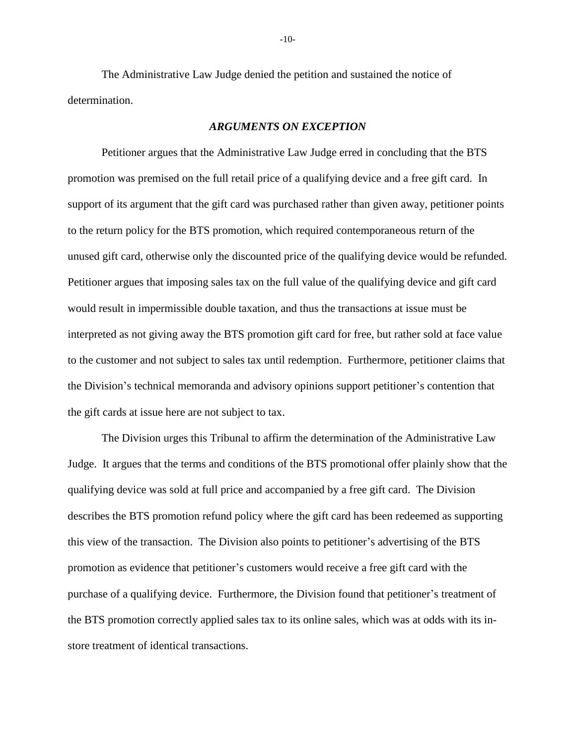The Administrative Law Judge denied the petition and sustained the notice of determination.

### *ARGUMENTS ON EXCEPTION*

Petitioner argues that the Administrative Law Judge erred in concluding that the BTS promotion was premised on the full retail price of a qualifying device and a free gift card. In support of its argument that the gift card was purchased rather than given away, petitioner points to the return policy for the BTS promotion, which required contemporaneous return of the unused gift card, otherwise only the discounted price of the qualifying device would be refunded. Petitioner argues that imposing sales tax on the full value of the qualifying device and gift card would result in impermissible double taxation, and thus the transactions at issue must be interpreted as not giving away the BTS promotion gift card for free, but rather sold at face value to the customer and not subject to sales tax until redemption. Furthermore, petitioner claims that the Division's technical memoranda and advisory opinions support petitioner's contention that the gift cards at issue here are not subject to tax.

The Division urges this Tribunal to affirm the determination of the Administrative Law Judge. It argues that the terms and conditions of the BTS promotional offer plainly show that the qualifying device was sold at full price and accompanied by a free gift card. The Division describes the BTS promotion refund policy where the gift card has been redeemed as supporting this view of the transaction. The Division also points to petitioner's advertising of the BTS promotion as evidence that petitioner's customers would receive a free gift card with the purchase of a qualifying device. Furthermore, the Division found that petitioner's treatment of the BTS promotion correctly applied sales tax to its online sales, which was at odds with its in-store treatment of identical transactions.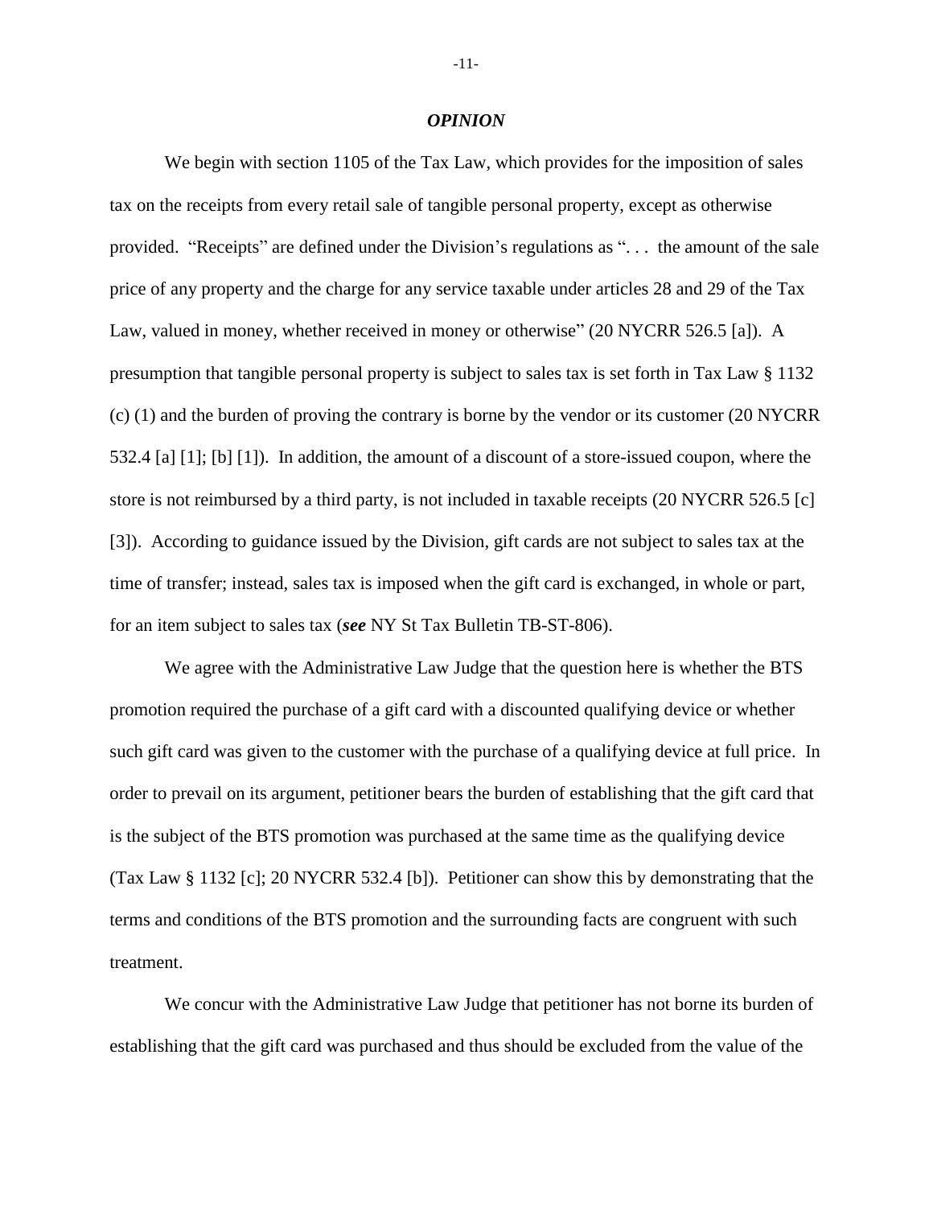## *OPINION*

We begin with section 1105 of the Tax Law, which provides for the imposition of sales tax on the receipts from every retail sale of tangible personal property, except as otherwise provided. "Receipts" are defined under the Division's regulations as ". . . the amount of the sale price of any property and the charge for any service taxable under articles 28 and 29 of the Tax Law, valued in money, whether received in money or otherwise" (20 NYCRR 526.5 [a]). A presumption that tangible personal property is subject to sales tax is set forth in Tax Law § 1132 (c) (1) and the burden of proving the contrary is borne by the vendor or its customer (20 NYCRR 532.4 [a] [1]; [b] [1]). In addition, the amount of a discount of a store-issued coupon, where the store is not reimbursed by a third party, is not included in taxable receipts (20 NYCRR 526.5 [c] [3]). According to guidance issued by the Division, gift cards are not subject to sales tax at the time of transfer; instead, sales tax is imposed when the gift card is exchanged, in whole or part, for an item subject to sales tax (***see*** NY St Tax Bulletin TB-ST-806).

We agree with the Administrative Law Judge that the question here is whether the BTS promotion required the purchase of a gift card with a discounted qualifying device or whether such gift card was given to the customer with the purchase of a qualifying device at full price. In order to prevail on its argument, petitioner bears the burden of establishing that the gift card that is the subject of the BTS promotion was purchased at the same time as the qualifying device (Tax Law § 1132 [c]; 20 NYCRR 532.4 [b]). Petitioner can show this by demonstrating that the terms and conditions of the BTS promotion and the surrounding facts are congruent with such treatment.

We concur with the Administrative Law Judge that petitioner has not borne its burden of establishing that the gift card was purchased and thus should be excluded from the value of the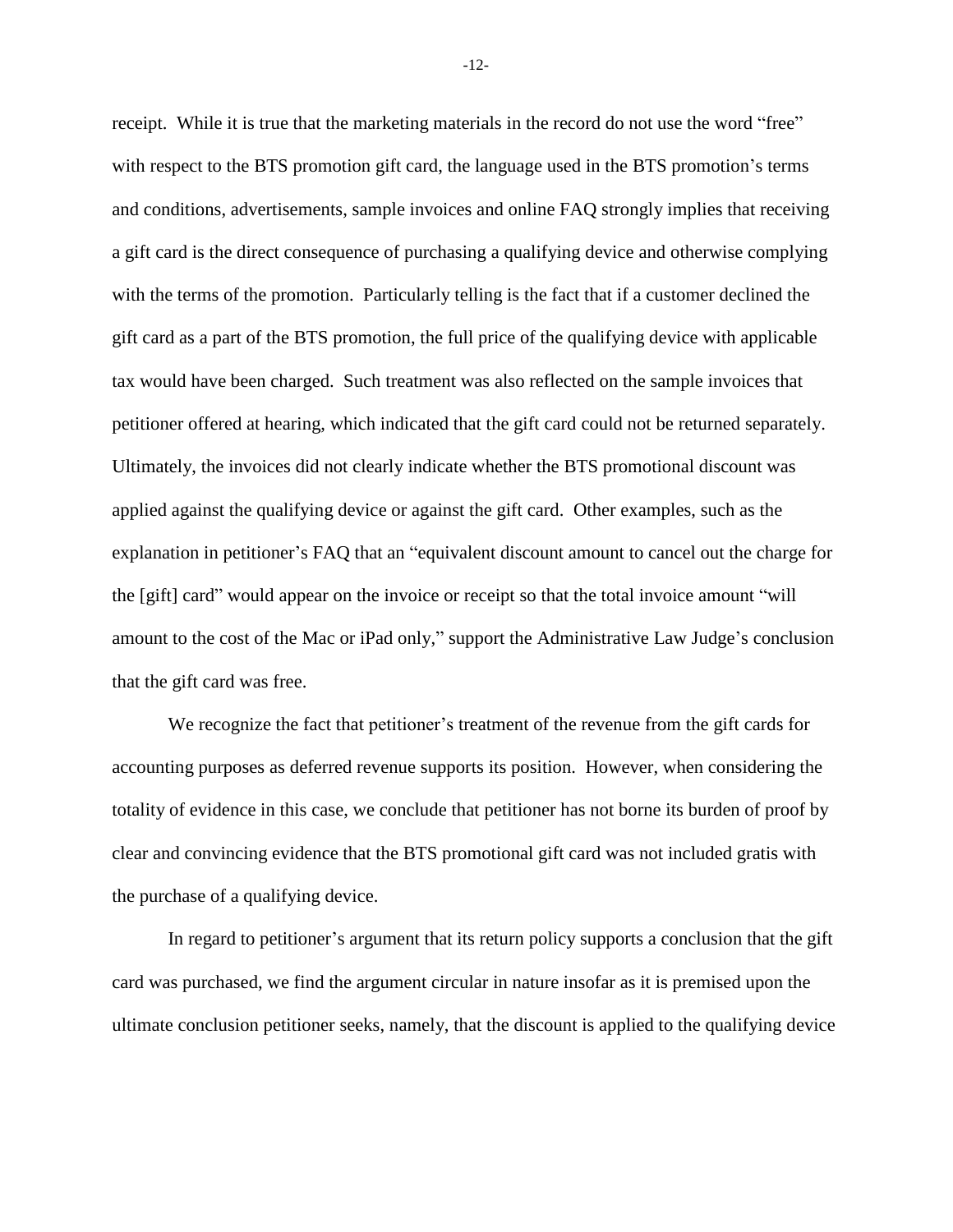receipt. While it is true that the marketing materials in the record do not use the word "free" with respect to the BTS promotion gift card, the language used in the BTS promotion's terms and conditions, advertisements, sample invoices and online FAQ strongly implies that receiving a gift card is the direct consequence of purchasing a qualifying device and otherwise complying with the terms of the promotion. Particularly telling is the fact that if a customer declined the gift card as a part of the BTS promotion, the full price of the qualifying device with applicable tax would have been charged. Such treatment was also reflected on the sample invoices that petitioner offered at hearing, which indicated that the gift card could not be returned separately. Ultimately, the invoices did not clearly indicate whether the BTS promotional discount was applied against the qualifying device or against the gift card. Other examples, such as the explanation in petitioner's FAQ that an "equivalent discount amount to cancel out the charge for the [gift] card" would appear on the invoice or receipt so that the total invoice amount "will amount to the cost of the Mac or iPad only," support the Administrative Law Judge's conclusion that the gift card was free.

We recognize the fact that petitioner's treatment of the revenue from the gift cards for accounting purposes as deferred revenue supports its position. However, when considering the totality of evidence in this case, we conclude that petitioner has not borne its burden of proof by clear and convincing evidence that the BTS promotional gift card was not included gratis with the purchase of a qualifying device.

In regard to petitioner's argument that its return policy supports a conclusion that the gift card was purchased, we find the argument circular in nature insofar as it is premised upon the ultimate conclusion petitioner seeks, namely, that the discount is applied to the qualifying device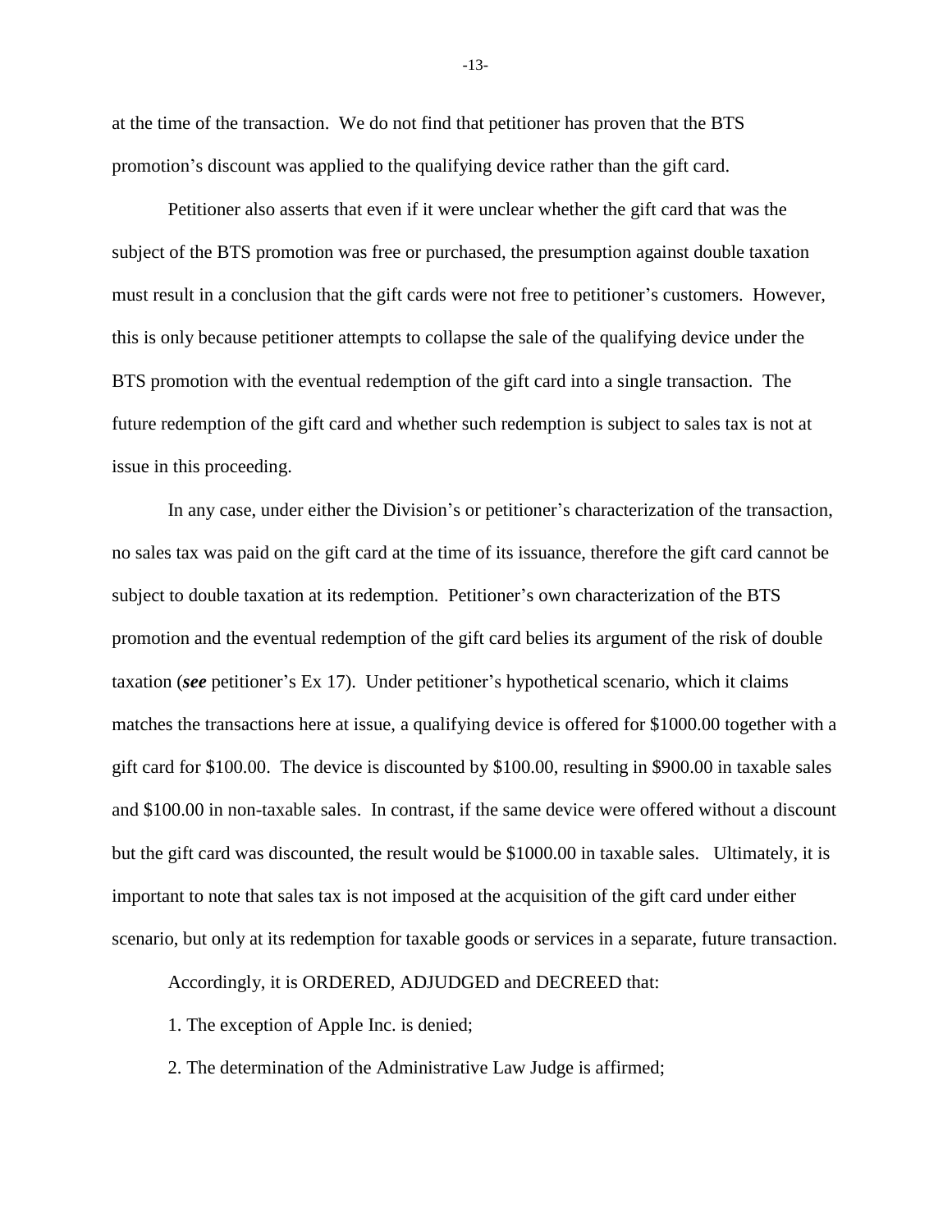at the time of the transaction. We do not find that petitioner has proven that the BTS promotion's discount was applied to the qualifying device rather than the gift card.

Petitioner also asserts that even if it were unclear whether the gift card that was the subject of the BTS promotion was free or purchased, the presumption against double taxation must result in a conclusion that the gift cards were not free to petitioner's customers. However, this is only because petitioner attempts to collapse the sale of the qualifying device under the BTS promotion with the eventual redemption of the gift card into a single transaction. The future redemption of the gift card and whether such redemption is subject to sales tax is not at issue in this proceeding.

In any case, under either the Division's or petitioner's characterization of the transaction, no sales tax was paid on the gift card at the time of its issuance, therefore the gift card cannot be subject to double taxation at its redemption. Petitioner's own characterization of the BTS promotion and the eventual redemption of the gift card belies its argument of the risk of double taxation (***see*** petitioner's Ex 17). Under petitioner's hypothetical scenario, which it claims matches the transactions here at issue, a qualifying device is offered for $1000.00 together with a gift card for $100.00. The device is discounted by $100.00, resulting in $900.00 in taxable sales and $100.00 in non-taxable sales. In contrast, if the same device were offered without a discount but the gift card was discounted, the result would be $1000.00 in taxable sales. Ultimately, it is important to note that sales tax is not imposed at the acquisition of the gift card under either scenario, but only at its redemption for taxable goods or services in a separate, future transaction.

Accordingly, it is ORDERED, ADJUDGED and DECREED that:

1. The exception of Apple Inc. is denied;

2. The determination of the Administrative Law Judge is affirmed;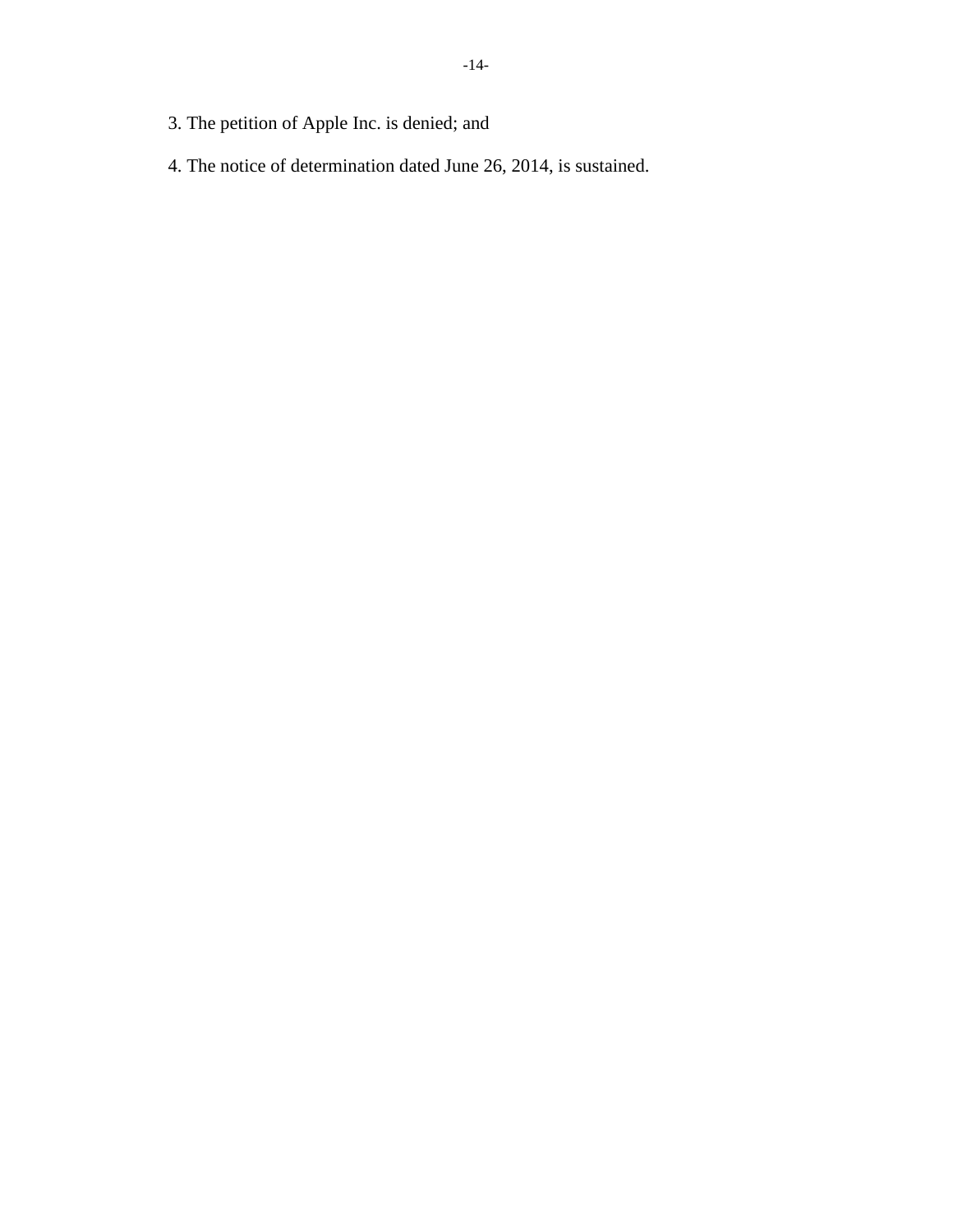3. The petition of Apple Inc. is denied; and

4. The notice of determination dated June 26, 2014, is sustained.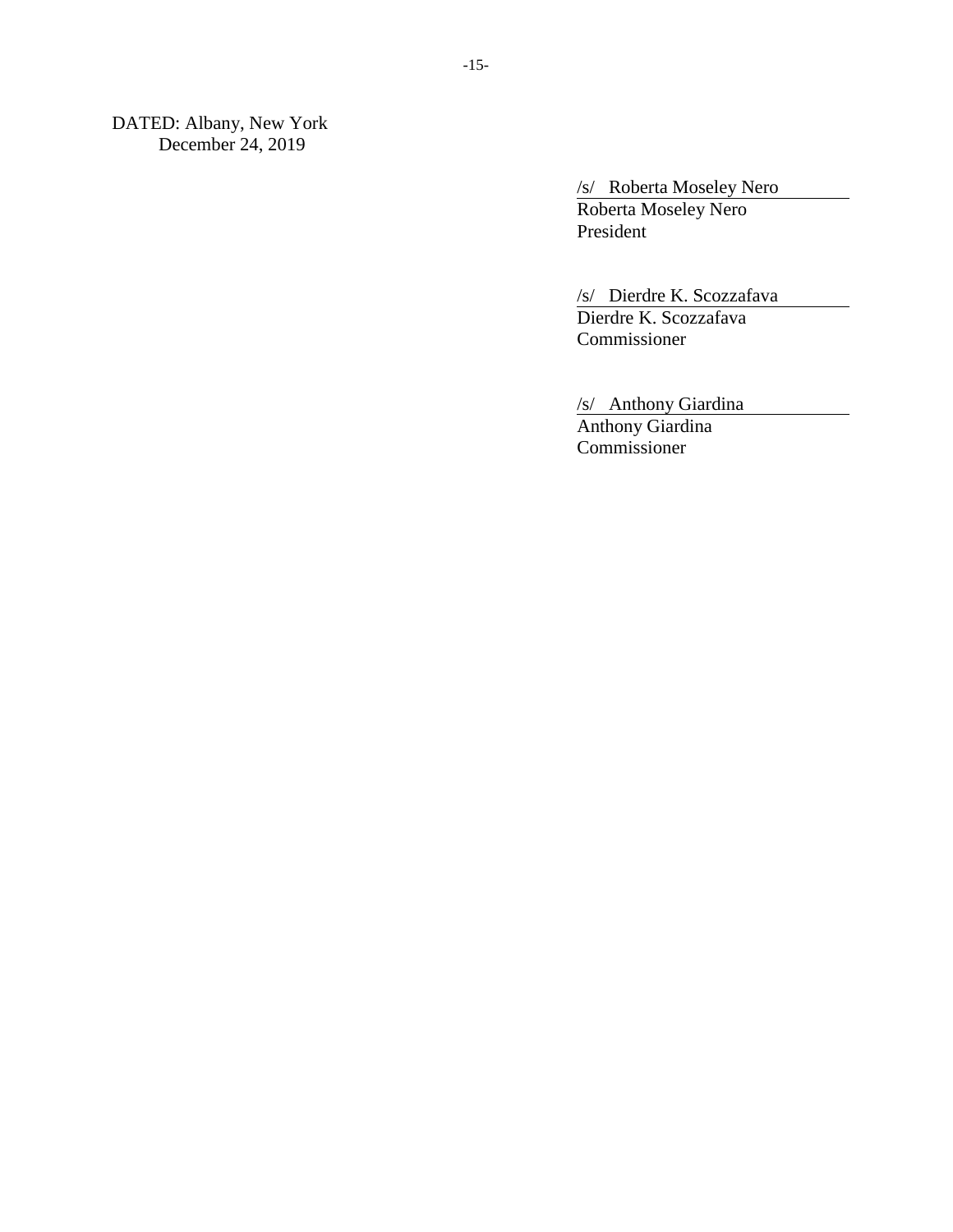DATED: Albany, New York
December 24, 2019

/s/ Roberta Moseley Nero
Roberta Moseley Nero
President

/s/ Dierdre K. Scozzafava
Dierdre K. Scozzafava
Commissioner

/s/ Anthony Giardina
Anthony Giardina
Commissioner